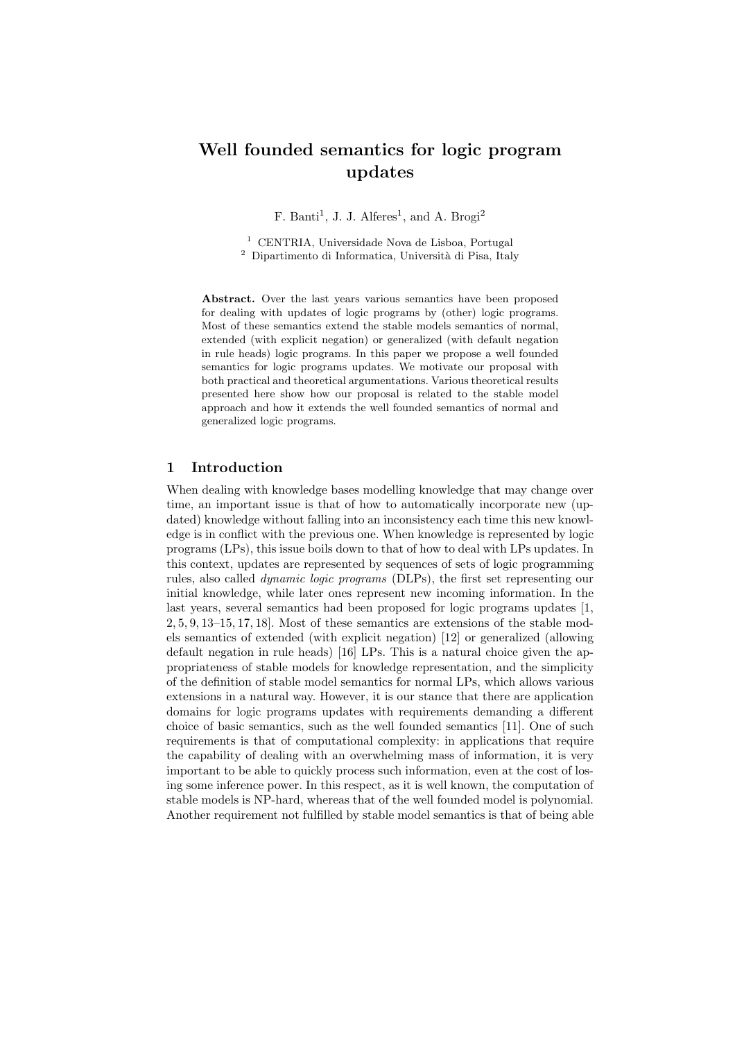# Well founded semantics for logic program updates

F. Banti[1], J. J. Alferes[1], and A. Brogi[2]

[1] CENTRIA, Universidade Nova de Lisboa, Portugal
[2] Dipartimento di Informatica, Università di Pisa, Italy

**Abstract.** Over the last years various semantics have been proposed for dealing with updates of logic programs by (other) logic programs. Most of these semantics extend the stable models semantics of normal, extended (with explicit negation) or generalized (with default negation in rule heads) logic programs. In this paper we propose a well founded semantics for logic programs updates. We motivate our proposal with both practical and theoretical argumentations. Various theoretical results presented here show how our proposal is related to the stable model approach and how it extends the well founded semantics of normal and generalized logic programs.

## 1 Introduction

When dealing with knowledge bases modelling knowledge that may change over time, an important issue is that of how to automatically incorporate new (updated) knowledge without falling into an inconsistency each time this new knowledge is in conflict with the previous one. When knowledge is represented by logic programs (LPs), this issue boils down to that of how to deal with LPs updates. In this context, updates are represented by sequences of sets of logic programming rules, also called *dynamic logic programs* (DLPs), the first set representing our initial knowledge, while later ones represent new incoming information. In the last years, several semantics had been proposed for logic programs updates [1, 2, 5, 9, 13–15, 17, 18]. Most of these semantics are extensions of the stable models semantics of extended (with explicit negation) [12] or generalized (allowing default negation in rule heads) [16] LPs. This is a natural choice given the appropriateness of stable models for knowledge representation, and the simplicity of the definition of stable model semantics for normal LPs, which allows various extensions in a natural way. However, it is our stance that there are application domains for logic programs updates with requirements demanding a different choice of basic semantics, such as the well founded semantics [11]. One of such requirements is that of computational complexity: in applications that require the capability of dealing with an overwhelming mass of information, it is very important to be able to quickly process such information, even at the cost of losing some inference power. In this respect, as it is well known, the computation of stable models is NP-hard, whereas that of the well founded model is polynomial. Another requirement not fulfilled by stable model semantics is that of being able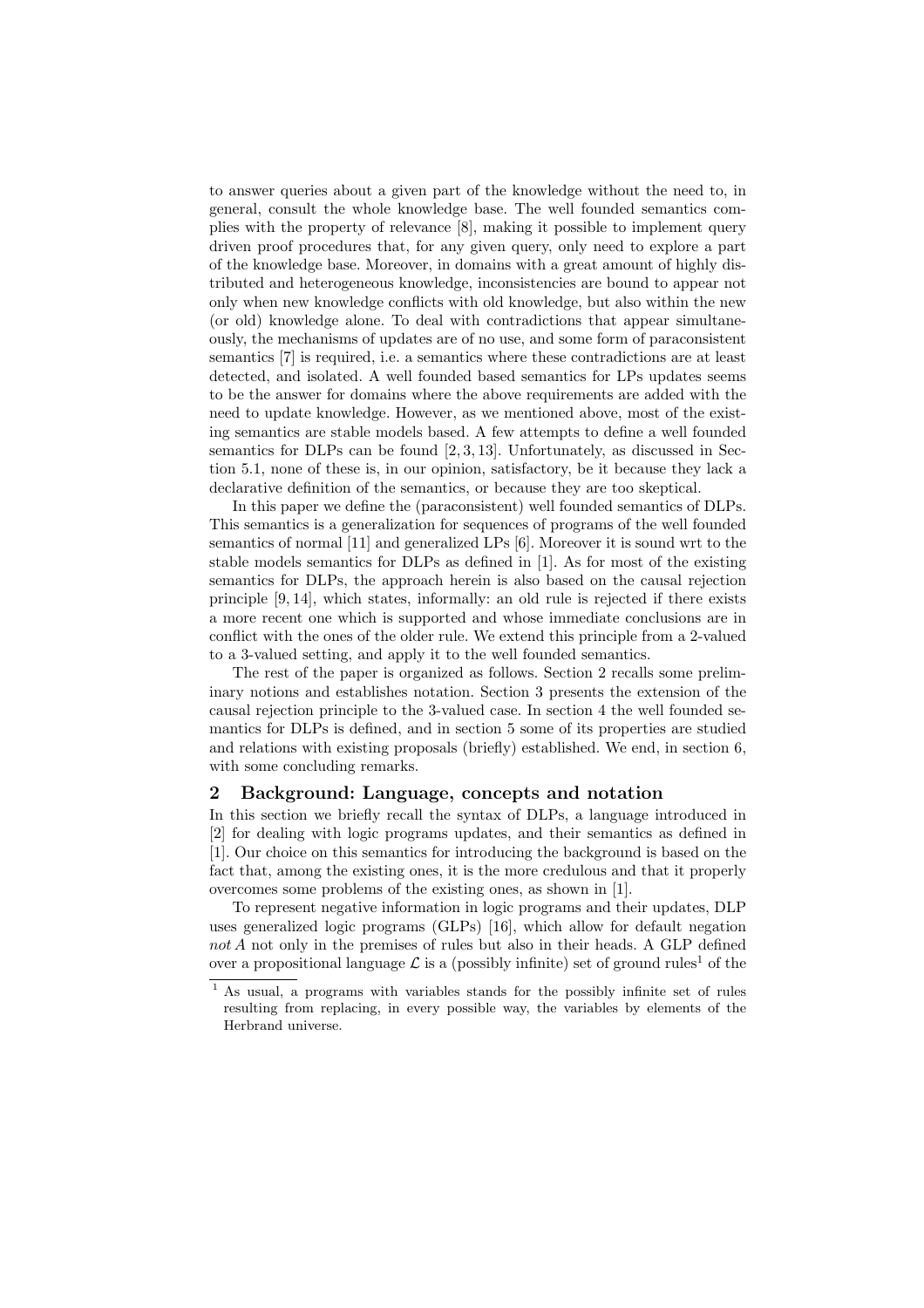to answer queries about a given part of the knowledge without the need to, in general, consult the whole knowledge base. The well founded semantics complies with the property of relevance [8], making it possible to implement query driven proof procedures that, for any given query, only need to explore a part of the knowledge base. Moreover, in domains with a great amount of highly distributed and heterogeneous knowledge, inconsistencies are bound to appear not only when new knowledge conflicts with old knowledge, but also within the new (or old) knowledge alone. To deal with contradictions that appear simultaneously, the mechanisms of updates are of no use, and some form of paraconsistent semantics [7] is required, i.e. a semantics where these contradictions are at least detected, and isolated. A well founded based semantics for LPs updates seems to be the answer for domains where the above requirements are added with the need to update knowledge. However, as we mentioned above, most of the existing semantics are stable models based. A few attempts to define a well founded semantics for DLPs can be found [2, 3, 13]. Unfortunately, as discussed in Section 5.1, none of these is, in our opinion, satisfactory, be it because they lack a declarative definition of the semantics, or because they are too skeptical.

In this paper we define the (paraconsistent) well founded semantics of DLPs. This semantics is a generalization for sequences of programs of the well founded semantics of normal [11] and generalized LPs [6]. Moreover it is sound wrt to the stable models semantics for DLPs as defined in [1]. As for most of the existing semantics for DLPs, the approach herein is also based on the causal rejection principle [9, 14], which states, informally: an old rule is rejected if there exists a more recent one which is supported and whose immediate conclusions are in conflict with the ones of the older rule. We extend this principle from a 2-valued to a 3-valued setting, and apply it to the well founded semantics.

The rest of the paper is organized as follows. Section 2 recalls some preliminary notions and establishes notation. Section 3 presents the extension of the causal rejection principle to the 3-valued case. In section 4 the well founded semantics for DLPs is defined, and in section 5 some of its properties are studied and relations with existing proposals (briefly) established. We end, in section 6, with some concluding remarks.

## 2 Background: Language, concepts and notation

In this section we briefly recall the syntax of DLPs, a language introduced in [2] for dealing with logic programs updates, and their semantics as defined in [1]. Our choice on this semantics for introducing the background is based on the fact that, among the existing ones, it is the more credulous and that it properly overcomes some problems of the existing ones, as shown in [1].

To represent negative information in logic programs and their updates, DLP uses generalized logic programs (GLPs) [16], which allow for default negation *not* $A$ not only in the premises of rules but also in their heads. A GLP defined over a propositional language $\mathcal{L}$ is a (possibly infinite) set of ground rules[1] of the

[1] As usual, a programs with variables stands for the possibly infinite set of rules resulting from replacing, in every possible way, the variables by elements of the Herbrand universe.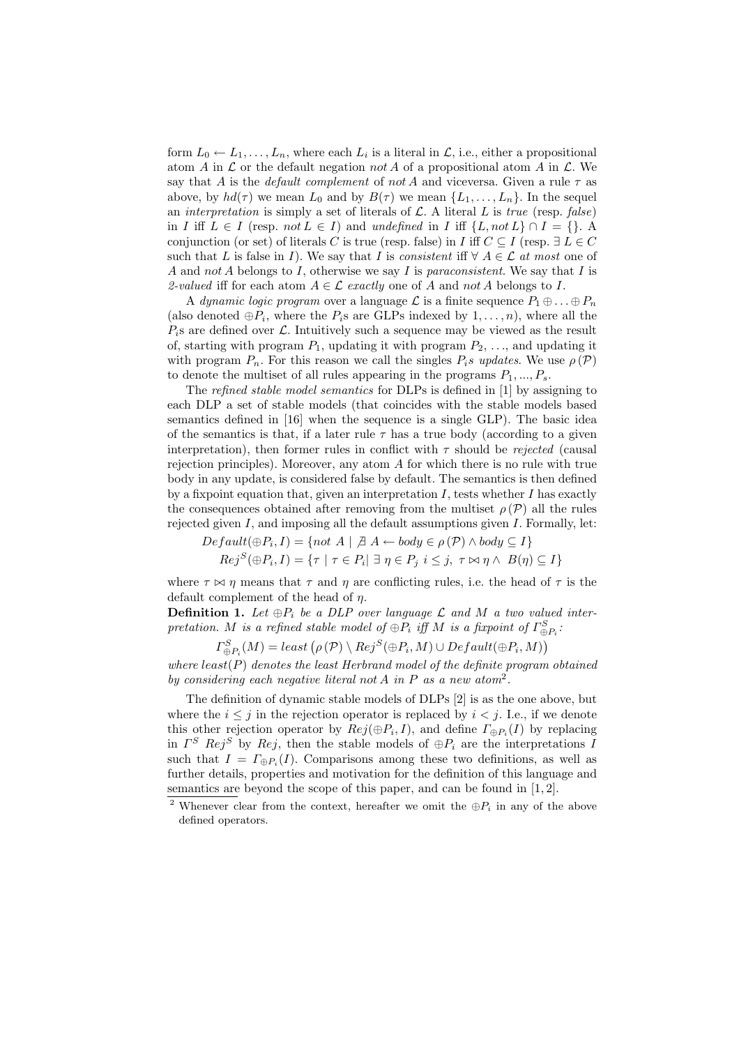form $L_0 \leftarrow L_1, \ldots, L_n$, where each $L_i$ is a literal in $\mathcal{L}$, i.e., either a propositional atom $A$ in $\mathcal{L}$ or the default negation $not\, A$ of a propositional atom $A$ in $\mathcal{L}$. We say that $A$ is the *default complement* of $not\, A$ and viceversa. Given a rule $\tau$ as above, by $hd(\tau)$ we mean $L_0$ and by $B(\tau)$ we mean $\{L_1, \ldots, L_n\}$. In the sequel an *interpretation* is simply a set of literals of $\mathcal{L}$. A literal $L$ is *true* (resp. *false*) in $I$ iff $L \in I$ (resp. $not\, L \in I$) and *undefined* in $I$ iff $\{L, not\, L\} \cap I = \{\}$. A conjunction (or set) of literals $C$ is true (resp. false) in $I$ iff $C \subseteq I$ (resp. $\exists\, L \in C$ such that $L$ is false in $I$). We say that $I$ is *consistent* iff $\forall\, A \in \mathcal{L}$ *at most* one of $A$ and $not\, A$ belongs to $I$, otherwise we say $I$ is *paraconsistent*. We say that $I$ is *2-valued* iff for each atom $A \in \mathcal{L}$ *exactly* one of $A$ and $not\, A$ belongs to $I$.

A *dynamic logic program* over a language $\mathcal{L}$ is a finite sequence $P_1 \oplus \ldots \oplus P_n$ (also denoted $\oplus P_i$, where the $P_i$s are GLPs indexed by $1, \ldots, n$), where all the $P_i$s are defined over $\mathcal{L}$. Intuitively such a sequence may be viewed as the result of, starting with program $P_1$, updating it with program $P_2$, ..., and updating it with program $P_n$. For this reason we call the singles $P_i s$ *updates*. We use $\rho(\mathcal{P})$ to denote the multiset of all rules appearing in the programs $P_1, ..., P_s$.

The *refined stable model semantics* for DLPs is defined in [1] by assigning to each DLP a set of stable models (that coincides with the stable models based semantics defined in [16] when the sequence is a single GLP). The basic idea of the semantics is that, if a later rule $\tau$ has a true body (according to a given interpretation), then former rules in conflict with $\tau$ should be *rejected* (causal rejection principles). Moreover, any atom $A$ for which there is no rule with true body in any update, is considered false by default. The semantics is then defined by a fixpoint equation that, given an interpretation $I$, tests whether $I$ has exactly the consequences obtained after removing from the multiset $\rho(\mathcal{P})$ all the rules rejected given $I$, and imposing all the default assumptions given $I$. Formally, let:

$$Default(\oplus P_i, I) = \{not\ A \mid \nexists\ A \leftarrow body \in \rho(\mathcal{P}) \wedge body \subseteq I\}$$

$$Rej^S(\oplus P_i, I) = \{\tau \mid \tau \in P_i \vert\ \exists\ \eta \in P_j\ i \leq j,\ \tau \bowtie \eta \wedge\ B(\eta) \subseteq I\}$$

where $\tau \bowtie \eta$ means that $\tau$ and $\eta$ are conflicting rules, i.e. the head of $\tau$ is the default complement of the head of $\eta$.

**Definition 1.** *Let $\oplus P_i$ be a DLP over language $\mathcal{L}$ and $M$ a two valued interpretation. $M$ is a refined stable model of $\oplus P_i$ iff $M$ is a fixpoint of $\Gamma^S_{\oplus P_i}$:*

$$\Gamma^S_{\oplus P_i}(M) = least\left(\rho(\mathcal{P}) \setminus Rej^S(\oplus P_i, M) \cup Default(\oplus P_i, M)\right)$$

*where $least(P)$ denotes the least Herbrand model of the definite program obtained by considering each negative literal $not\, A$ in $P$ as a new atom*[2].

The definition of dynamic stable models of DLPs [2] is as the one above, but where the $i \leq j$ in the rejection operator is replaced by $i < j$. I.e., if we denote this other rejection operator by $Rej(\oplus P_i, I)$, and define $\Gamma_{\oplus P_i}(I)$ by replacing in $\Gamma^S$ $Rej^S$ by $Rej$, then the stable models of $\oplus P_i$ are the interpretations $I$ such that $I = \Gamma_{\oplus P_i}(I)$. Comparisons among these two definitions, as well as further details, properties and motivation for the definition of this language and semantics are beyond the scope of this paper, and can be found in [1, 2].

[2] Whenever clear from the context, hereafter we omit the $\oplus P_i$ in any of the above defined operators.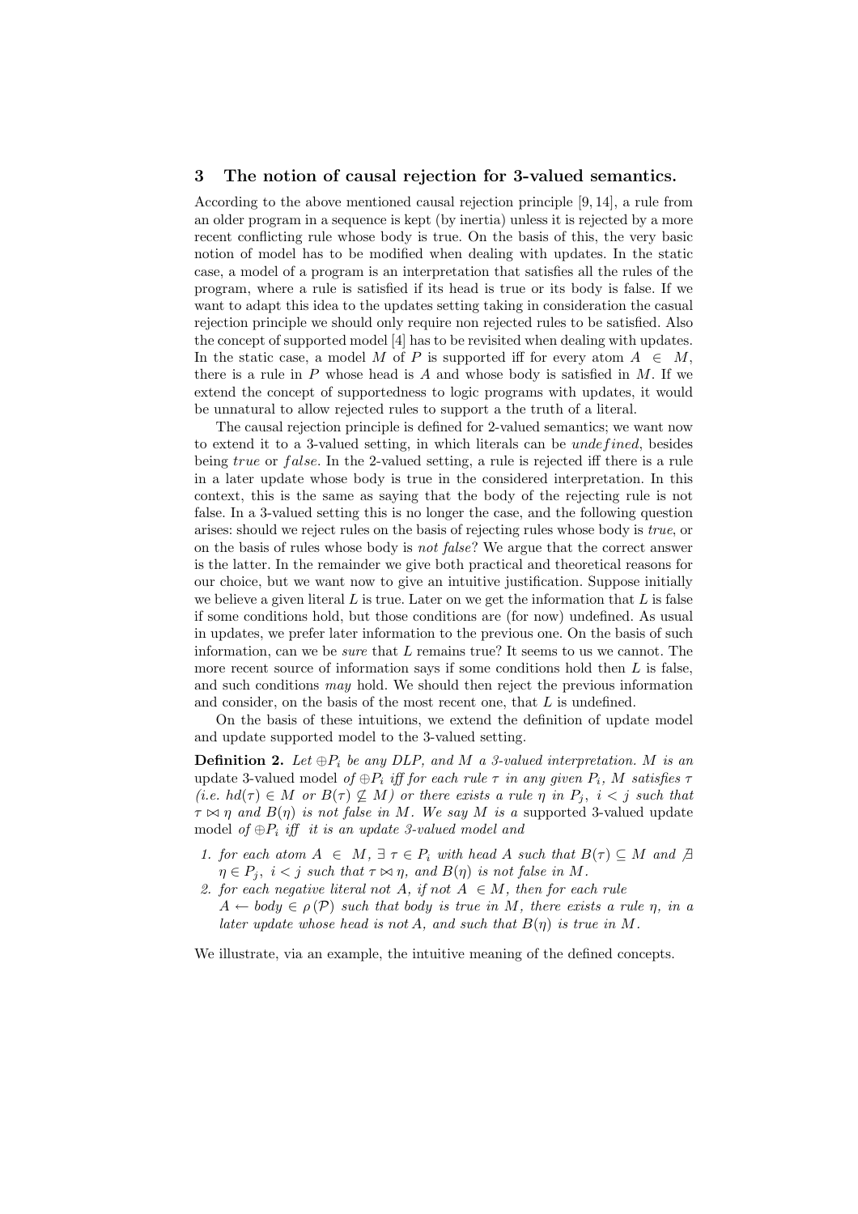## 3 The notion of causal rejection for 3-valued semantics.

According to the above mentioned causal rejection principle [9, 14], a rule from an older program in a sequence is kept (by inertia) unless it is rejected by a more recent conflicting rule whose body is true. On the basis of this, the very basic notion of model has to be modified when dealing with updates. In the static case, a model of a program is an interpretation that satisfies all the rules of the program, where a rule is satisfied if its head is true or its body is false. If we want to adapt this idea to the updates setting taking in consideration the casual rejection principle we should only require non rejected rules to be satisfied. Also the concept of supported model [4] has to be revisited when dealing with updates. In the static case, a model $M$ of $P$ is supported iff for every atom $A \in M$, there is a rule in $P$ whose head is $A$ and whose body is satisfied in $M$. If we extend the concept of supportedness to logic programs with updates, it would be unnatural to allow rejected rules to support a the truth of a literal.

The causal rejection principle is defined for 2-valued semantics; we want now to extend it to a 3-valued setting, in which literals can be *undefined*, besides being *true* or *false*. In the 2-valued setting, a rule is rejected iff there is a rule in a later update whose body is true in the considered interpretation. In this context, this is the same as saying that the body of the rejecting rule is not false. In a 3-valued setting this is no longer the case, and the following question arises: should we reject rules on the basis of rejecting rules whose body is *true*, or on the basis of rules whose body is *not false*? We argue that the correct answer is the latter. In the remainder we give both practical and theoretical reasons for our choice, but we want now to give an intuitive justification. Suppose initially we believe a given literal $L$ is true. Later on we get the information that $L$ is false if some conditions hold, but those conditions are (for now) undefined. As usual in updates, we prefer later information to the previous one. On the basis of such information, can we be *sure* that $L$ remains true? It seems to us we cannot. The more recent source of information says if some conditions hold then $L$ is false, and such conditions *may* hold. We should then reject the previous information and consider, on the basis of the most recent one, that $L$ is undefined.

On the basis of these intuitions, we extend the definition of update model and update supported model to the 3-valued setting.

**Definition 2.** *Let $\oplus P_i$ be any DLP, and $M$ a 3-valued interpretation. $M$ is an* update 3-valued model *of $\oplus P_i$ iff for each rule $\tau$ in any given $P_i$, $M$ satisfies $\tau$ (i.e. $hd(\tau) \in M$ or $B(\tau) \not\subseteq M$) or there exists a rule $\eta$ in $P_j$, $i < j$ such that $\tau \bowtie \eta$ and $B(\eta)$ is not false in $M$. We say $M$ is a* supported 3-valued update model *of $\oplus P_i$ iff it is an update 3-valued model and*

1. *for each atom $A \in M$, $\exists\, \tau \in P_i$ with head $A$ such that $B(\tau) \subseteq M$ and $\nexists$ $\eta \in P_j$, $i < j$ such that $\tau \bowtie \eta$, and $B(\eta)$ is not false in $M$.*
2. *for each negative literal not $A$, if not $A \in M$, then for each rule $A \leftarrow body \in \rho(\mathcal{P})$ such that body is true in $M$, there exists a rule $\eta$, in a later update whose head is not $A$, and such that $B(\eta)$ is true in $M$.*

We illustrate, via an example, the intuitive meaning of the defined concepts.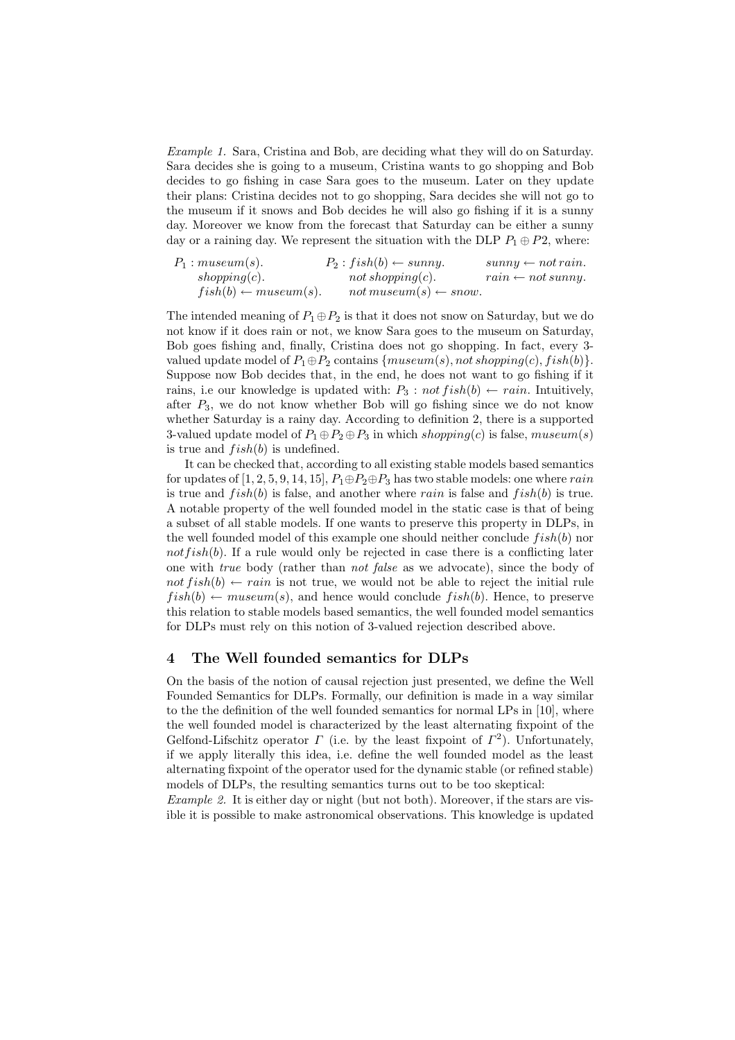*Example 1.* Sara, Cristina and Bob, are deciding what they will do on Saturday. Sara decides she is going to a museum, Cristina wants to go shopping and Bob decides to go fishing in case Sara goes to the museum. Later on they update their plans: Cristina decides not to go shopping, Sara decides she will not go to the museum if it snows and Bob decides he will also go fishing if it is a sunny day. Moreover we know from the forecast that Saturday can be either a sunny day or a raining day. We represent the situation with the DLP $P_1 \oplus P2$, where:

$$
\begin{array}{lll}
P_1 : museum(s). & P_2 : fish(b) \leftarrow sunny. & sunny \leftarrow not\, rain. \\
\quad shopping(c). & \quad not\, shopping(c). & rain \leftarrow not\, sunny. \\
\quad fish(b) \leftarrow museum(s). & \quad not\, museum(s) \leftarrow snow. &
\end{array}
$$

The intended meaning of $P_1 \oplus P_2$ is that it does not snow on Saturday, but we do not know if it does rain or not, we know Sara goes to the museum on Saturday, Bob goes fishing and, finally, Cristina does not go shopping. In fact, every 3-valued update model of $P_1 \oplus P_2$ contains $\{museum(s), not\, shopping(c), fish(b)\}$. Suppose now Bob decides that, in the end, he does not want to go fishing if it rains, i.e our knowledge is updated with: $P_3 : not\, fish(b) \leftarrow rain$. Intuitively, after $P_3$, we do not know whether Bob will go fishing since we do not know whether Saturday is a rainy day. According to definition 2, there is a supported 3-valued update model of $P_1 \oplus P_2 \oplus P_3$ in which $shopping(c)$ is false, $museum(s)$ is true and $fish(b)$ is undefined.

It can be checked that, according to all existing stable models based semantics for updates of [1, 2, 5, 9, 14, 15], $P_1 \oplus P_2 \oplus P_3$ has two stable models: one where $rain$ is true and $fish(b)$ is false, and another where $rain$ is false and $fish(b)$ is true. A notable property of the well founded model in the static case is that of being a subset of all stable models. If one wants to preserve this property in DLPs, in the well founded model of this example one should neither conclude $fish(b)$ nor $not fish(b)$. If a rule would only be rejected in case there is a conflicting later one with *true* body (rather than *not false* as we advocate), since the body of $not\, fish(b) \leftarrow rain$ is not true, we would not be able to reject the initial rule $fish(b) \leftarrow museum(s)$, and hence would conclude $fish(b)$. Hence, to preserve this relation to stable models based semantics, the well founded model semantics for DLPs must rely on this notion of 3-valued rejection described above.

## 4 The Well founded semantics for DLPs

On the basis of the notion of causal rejection just presented, we define the Well Founded Semantics for DLPs. Formally, our definition is made in a way similar to the the definition of the well founded semantics for normal LPs in [10], where the well founded model is characterized by the least alternating fixpoint of the Gelfond-Lifschitz operator $\Gamma$ (i.e. by the least fixpoint of $\Gamma^2$). Unfortunately, if we apply literally this idea, i.e. define the well founded model as the least alternating fixpoint of the operator used for the dynamic stable (or refined stable) models of DLPs, the resulting semantics turns out to be too skeptical:

*Example 2.* It is either day or night (but not both). Moreover, if the stars are visible it is possible to make astronomical observations. This knowledge is updated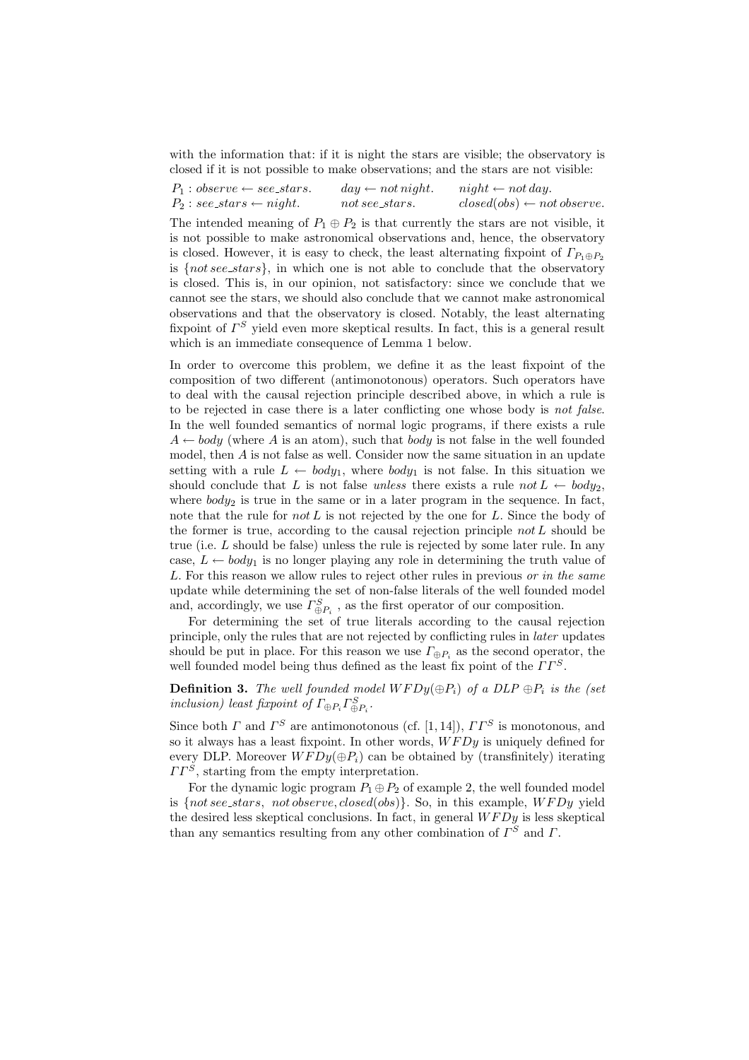with the information that: if it is night the stars are visible; the observatory is closed if it is not possible to make observations; and the stars are not visible:

$P_1 : observe \leftarrow see\_stars.$ $\quad day \leftarrow not\, night.$ $\quad night \leftarrow not\, day.$
$P_2 : see\_stars \leftarrow night.$ $\quad not\, see\_stars.$ $\quad closed(obs) \leftarrow not\, observe.$

The intended meaning of $P_1 \oplus P_2$ is that currently the stars are not visible, it is not possible to make astronomical observations and, hence, the observatory is closed. However, it is easy to check, the least alternating fixpoint of $\Gamma_{P_1 \oplus P_2}$ is $\{not\, see\_stars\}$, in which one is not able to conclude that the observatory is closed. This is, in our opinion, not satisfactory: since we conclude that we cannot see the stars, we should also conclude that we cannot make astronomical observations and that the observatory is closed. Notably, the least alternating fixpoint of $\Gamma^S$ yield even more skeptical results. In fact, this is a general result which is an immediate consequence of Lemma 1 below.

In order to overcome this problem, we define it as the least fixpoint of the composition of two different (antimonotonous) operators. Such operators have to deal with the causal rejection principle described above, in which a rule is to be rejected in case there is a later conflicting one whose body is *not false*. In the well founded semantics of normal logic programs, if there exists a rule $A \leftarrow body$ (where $A$ is an atom), such that *body* is not false in the well founded model, then $A$ is not false as well. Consider now the same situation in an update setting with a rule $L \leftarrow body_1$, where $body_1$ is not false. In this situation we should conclude that $L$ is not false *unless* there exists a rule $not\, L \leftarrow body_2$, where $body_2$ is true in the same or in a later program in the sequence. In fact, note that the rule for $not\, L$ is not rejected by the one for $L$. Since the body of the former is true, according to the causal rejection principle $not\, L$ should be true (i.e. $L$ should be false) unless the rule is rejected by some later rule. In any case, $L \leftarrow body_1$ is no longer playing any role in determining the truth value of $L$. For this reason we allow rules to reject other rules in previous *or in the same* update while determining the set of non-false literals of the well founded model and, accordingly, we use $\Gamma^S_{\oplus P_i}$ , as the first operator of our composition.

For determining the set of true literals according to the causal rejection principle, only the rules that are not rejected by conflicting rules in *later* updates should be put in place. For this reason we use $\Gamma_{\oplus P_i}$ as the second operator, the well founded model being thus defined as the least fix point of the $\Gamma\Gamma^S$.

**Definition 3.** *The well founded model $WFDy(\oplus P_i)$ of a DLP $\oplus P_i$ is the (set inclusion) least fixpoint of $\Gamma_{\oplus P_i}\Gamma^S_{\oplus P_i}$.*

Since both $\Gamma$ and $\Gamma^S$ are antimonotonous (cf. [1, 14]), $\Gamma\Gamma^S$ is monotonous, and so it always has a least fixpoint. In other words, $WFDy$ is uniquely defined for every DLP. Moreover $WFDy(\oplus P_i)$ can be obtained by (transfinitely) iterating $\Gamma\Gamma^S$, starting from the empty interpretation.

For the dynamic logic program $P_1 \oplus P_2$ of example 2, the well founded model is $\{not\, see\_stars,\ not\, observe, closed(obs)\}$. So, in this example, $WFDy$ yield the desired less skeptical conclusions. In fact, in general $WFDy$ is less skeptical than any semantics resulting from any other combination of $\Gamma^S$ and $\Gamma$.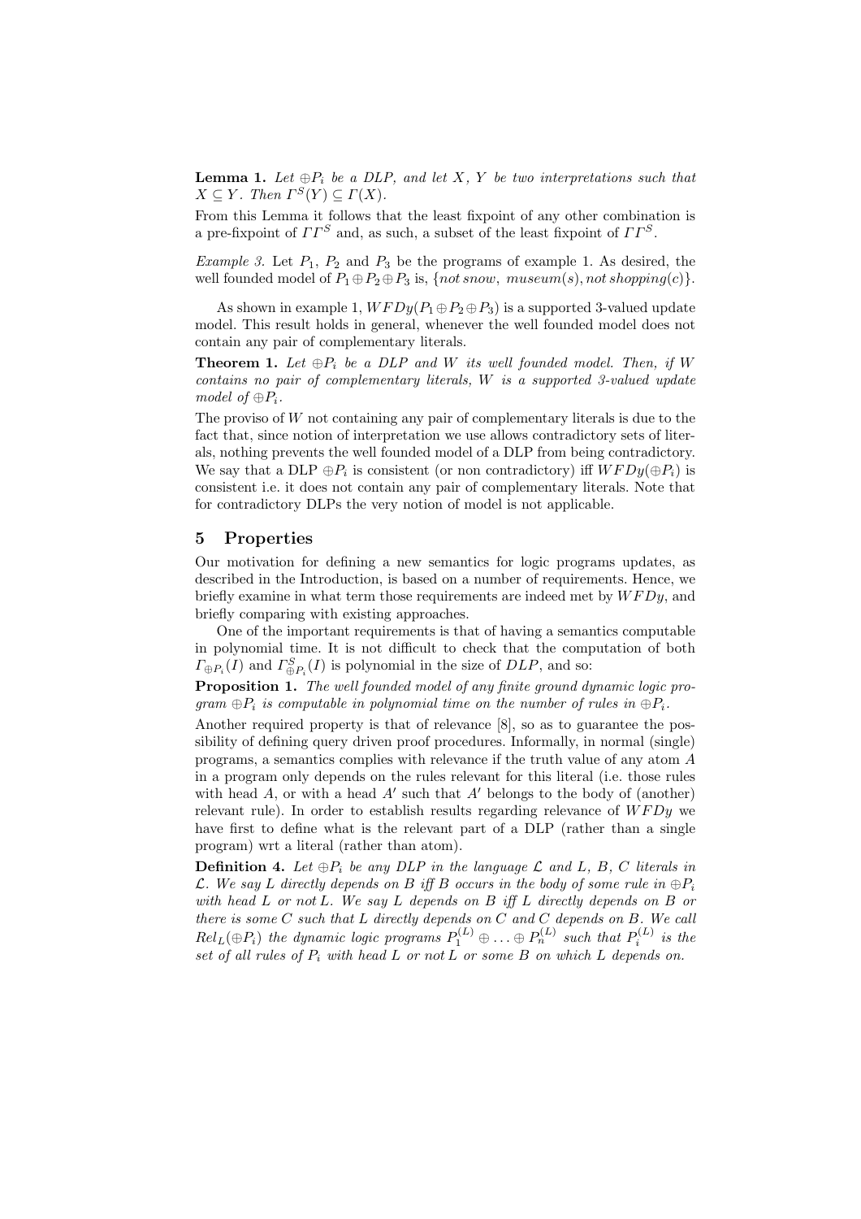**Lemma 1.** *Let $\oplus P_i$ be a DLP, and let $X$, $Y$ be two interpretations such that $X \subseteq Y$. Then $\Gamma^S(Y) \subseteq \Gamma(X)$.*

From this Lemma it follows that the least fixpoint of any other combination is a pre-fixpoint of $\Gamma\Gamma^S$ and, as such, a subset of the least fixpoint of $\Gamma\Gamma^S$.

*Example 3.* Let $P_1$, $P_2$ and $P_3$ be the programs of example 1. As desired, the well founded model of $P_1 \oplus P_2 \oplus P_3$ is, $\{not\, snow,\ museum(s), not\, shopping(c)\}$.

As shown in example 1, $WFDy(P_1 \oplus P_2 \oplus P_3)$ is a supported 3-valued update model. This result holds in general, whenever the well founded model does not contain any pair of complementary literals.

**Theorem 1.** *Let $\oplus P_i$ be a DLP and $W$ its well founded model. Then, if $W$ contains no pair of complementary literals, $W$ is a supported 3-valued update model of $\oplus P_i$.*

The proviso of $W$ not containing any pair of complementary literals is due to the fact that, since notion of interpretation we use allows contradictory sets of literals, nothing prevents the well founded model of a DLP from being contradictory. We say that a DLP $\oplus P_i$ is consistent (or non contradictory) iff $WFDy(\oplus P_i)$ is consistent i.e. it does not contain any pair of complementary literals. Note that for contradictory DLPs the very notion of model is not applicable.

## 5 Properties

Our motivation for defining a new semantics for logic programs updates, as described in the Introduction, is based on a number of requirements. Hence, we briefly examine in what term those requirements are indeed met by $WFDy$, and briefly comparing with existing approaches.

One of the important requirements is that of having a semantics computable in polynomial time. It is not difficult to check that the computation of both $\Gamma_{\oplus P_i}(I)$ and $\Gamma^S_{\oplus P_i}(I)$ is polynomial in the size of $DLP$, and so:

**Proposition 1.** *The well founded model of any finite ground dynamic logic program $\oplus P_i$ is computable in polynomial time on the number of rules in $\oplus P_i$.*

Another required property is that of relevance [8], so as to guarantee the possibility of defining query driven proof procedures. Informally, in normal (single) programs, a semantics complies with relevance if the truth value of any atom $A$ in a program only depends on the rules relevant for this literal (i.e. those rules with head $A$, or with a head $A'$ such that $A'$ belongs to the body of (another) relevant rule). In order to establish results regarding relevance of $WFDy$ we have first to define what is the relevant part of a DLP (rather than a single program) wrt a literal (rather than atom).

**Definition 4.** *Let $\oplus P_i$ be any DLP in the language $\mathcal{L}$ and $L$, $B$, $C$ literals in $\mathcal{L}$. We say $L$ directly depends on $B$ iff $B$ occurs in the body of some rule in $\oplus P_i$ with head $L$ or $not\, L$. We say $L$ depends on $B$ iff $L$ directly depends on $B$ or there is some $C$ such that $L$ directly depends on $C$ and $C$ depends on $B$. We call $Rel_L(\oplus P_i)$ the dynamic logic programs $P_1^{(L)} \oplus \ldots \oplus P_n^{(L)}$ such that $P_i^{(L)}$ is the set of all rules of $P_i$ with head $L$ or $not\, L$ or some $B$ on which $L$ depends on.*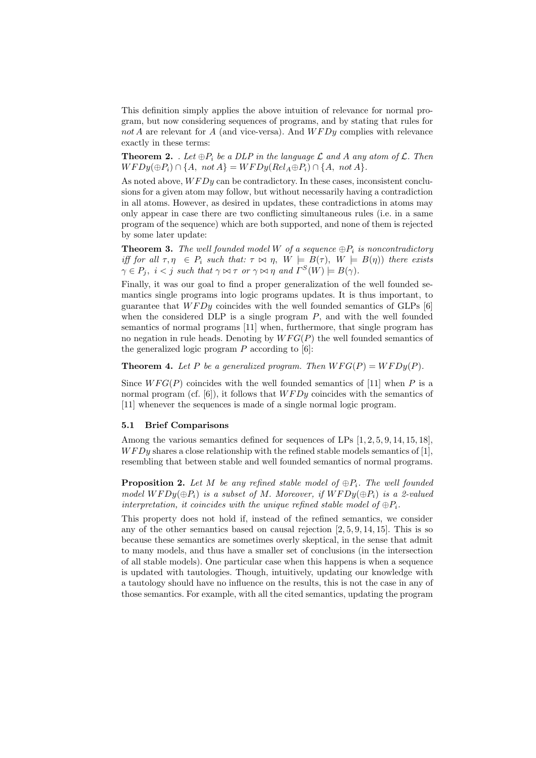This definition simply applies the above intuition of relevance for normal program, but now considering sequences of programs, and by stating that rules for *not* $A$ are relevant for $A$ (and vice-versa). And $WFDy$ complies with relevance exactly in these terms:

**Theorem 2.** *. Let $\oplus P_i$ be a DLP in the language $\mathcal{L}$ and $A$ any atom of $\mathcal{L}$. Then $WFDy(\oplus P_i) \cap \{A,\ not\, A\} = WFDy(Rel_A \oplus P_i) \cap \{A,\ not\, A\}$.*

As noted above, $WFDy$ can be contradictory. In these cases, inconsistent conclusions for a given atom may follow, but without necessarily having a contradiction in all atoms. However, as desired in updates, these contradictions in atoms may only appear in case there are two conflicting simultaneous rules (i.e. in a same program of the sequence) which are both supported, and none of them is rejected by some later update:

**Theorem 3.** *The well founded model $W$ of a sequence $\oplus P_i$ is noncontradictory iff for all $\tau, \eta \in P_i$ such that: $\tau \bowtie \eta$, $W \models B(\tau)$, $W \models B(\eta)$) there exists $\gamma \in P_j$, $i < j$ such that $\gamma \bowtie \tau$ or $\gamma \bowtie \eta$ and $\Gamma^S(W) \models B(\gamma)$.*

Finally, it was our goal to find a proper generalization of the well founded semantics single programs into logic programs updates. It is thus important, to guarantee that $WFDy$ coincides with the well founded semantics of GLPs [6] when the considered DLP is a single program $P$, and with the well founded semantics of normal programs [11] when, furthermore, that single program has no negation in rule heads. Denoting by $WFG(P)$ the well founded semantics of the generalized logic program $P$ according to [6]:

**Theorem 4.** *Let $P$ be a generalized program. Then $WFG(P) = WFDy(P)$.*

Since $WFG(P)$ coincides with the well founded semantics of [11] when $P$ is a normal program (cf. [6]), it follows that $WFDy$ coincides with the semantics of [11] whenever the sequences is made of a single normal logic program.

### 5.1 Brief Comparisons

Among the various semantics defined for sequences of LPs [1, 2, 5, 9, 14, 15, 18], $WFDy$ shares a close relationship with the refined stable models semantics of [1], resembling that between stable and well founded semantics of normal programs.

**Proposition 2.** *Let $M$ be any refined stable model of $\oplus P_i$. The well founded model $WFDy(\oplus P_i)$ is a subset of $M$. Moreover, if $WFDy(\oplus P_i)$ is a 2-valued interpretation, it coincides with the unique refined stable model of $\oplus P_i$.*

This property does not hold if, instead of the refined semantics, we consider any of the other semantics based on causal rejection [2, 5, 9, 14, 15]. This is so because these semantics are sometimes overly skeptical, in the sense that admit to many models, and thus have a smaller set of conclusions (in the intersection of all stable models). One particular case when this happens is when a sequence is updated with tautologies. Though, intuitively, updating our knowledge with a tautology should have no influence on the results, this is not the case in any of those semantics. For example, with all the cited semantics, updating the program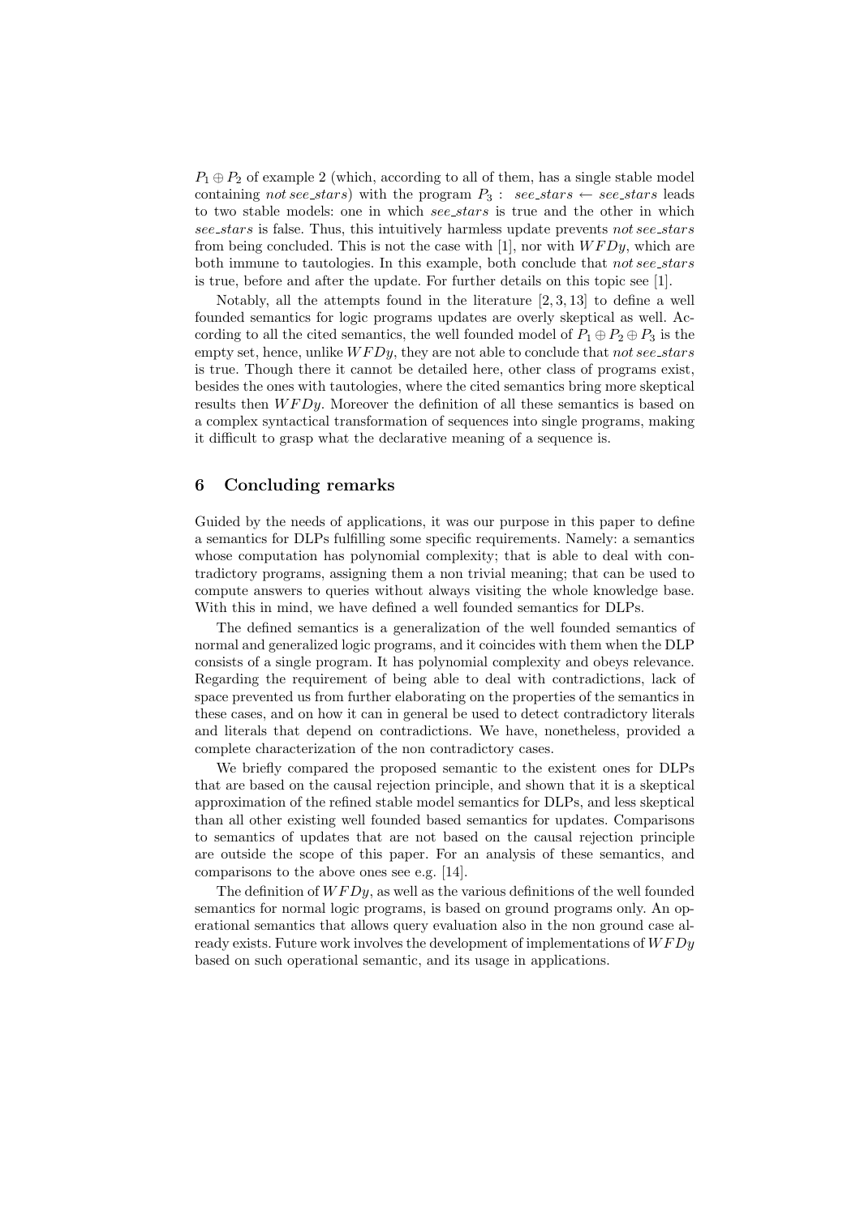$P_1 \oplus P_2$ of example 2 (which, according to all of them, has a single stable model containing *not see_stars*) with the program $P_3$ : *see_stars* $\leftarrow$ *see_stars* leads to two stable models: one in which *see_stars* is true and the other in which *see_stars* is false. Thus, this intuitively harmless update prevents *not see_stars* from being concluded. This is not the case with [1], nor with $WFDy$, which are both immune to tautologies. In this example, both conclude that *not see_stars* is true, before and after the update. For further details on this topic see [1].

Notably, all the attempts found in the literature [2, 3, 13] to define a well founded semantics for logic programs updates are overly skeptical as well. According to all the cited semantics, the well founded model of $P_1 \oplus P_2 \oplus P_3$ is the empty set, hence, unlike $WFDy$, they are not able to conclude that *not see_stars* is true. Though there it cannot be detailed here, other class of programs exist, besides the ones with tautologies, where the cited semantics bring more skeptical results then $WFDy$. Moreover the definition of all these semantics is based on a complex syntactical transformation of sequences into single programs, making it difficult to grasp what the declarative meaning of a sequence is.

## 6 Concluding remarks

Guided by the needs of applications, it was our purpose in this paper to define a semantics for DLPs fulfilling some specific requirements. Namely: a semantics whose computation has polynomial complexity; that is able to deal with contradictory programs, assigning them a non trivial meaning; that can be used to compute answers to queries without always visiting the whole knowledge base. With this in mind, we have defined a well founded semantics for DLPs.

The defined semantics is a generalization of the well founded semantics of normal and generalized logic programs, and it coincides with them when the DLP consists of a single program. It has polynomial complexity and obeys relevance. Regarding the requirement of being able to deal with contradictions, lack of space prevented us from further elaborating on the properties of the semantics in these cases, and on how it can in general be used to detect contradictory literals and literals that depend on contradictions. We have, nonetheless, provided a complete characterization of the non contradictory cases.

We briefly compared the proposed semantic to the existent ones for DLPs that are based on the causal rejection principle, and shown that it is a skeptical approximation of the refined stable model semantics for DLPs, and less skeptical than all other existing well founded based semantics for updates. Comparisons to semantics of updates that are not based on the causal rejection principle are outside the scope of this paper. For an analysis of these semantics, and comparisons to the above ones see e.g. [14].

The definition of $WFDy$, as well as the various definitions of the well founded semantics for normal logic programs, is based on ground programs only. An operational semantics that allows query evaluation also in the non ground case already exists. Future work involves the development of implementations of $WFDy$ based on such operational semantic, and its usage in applications.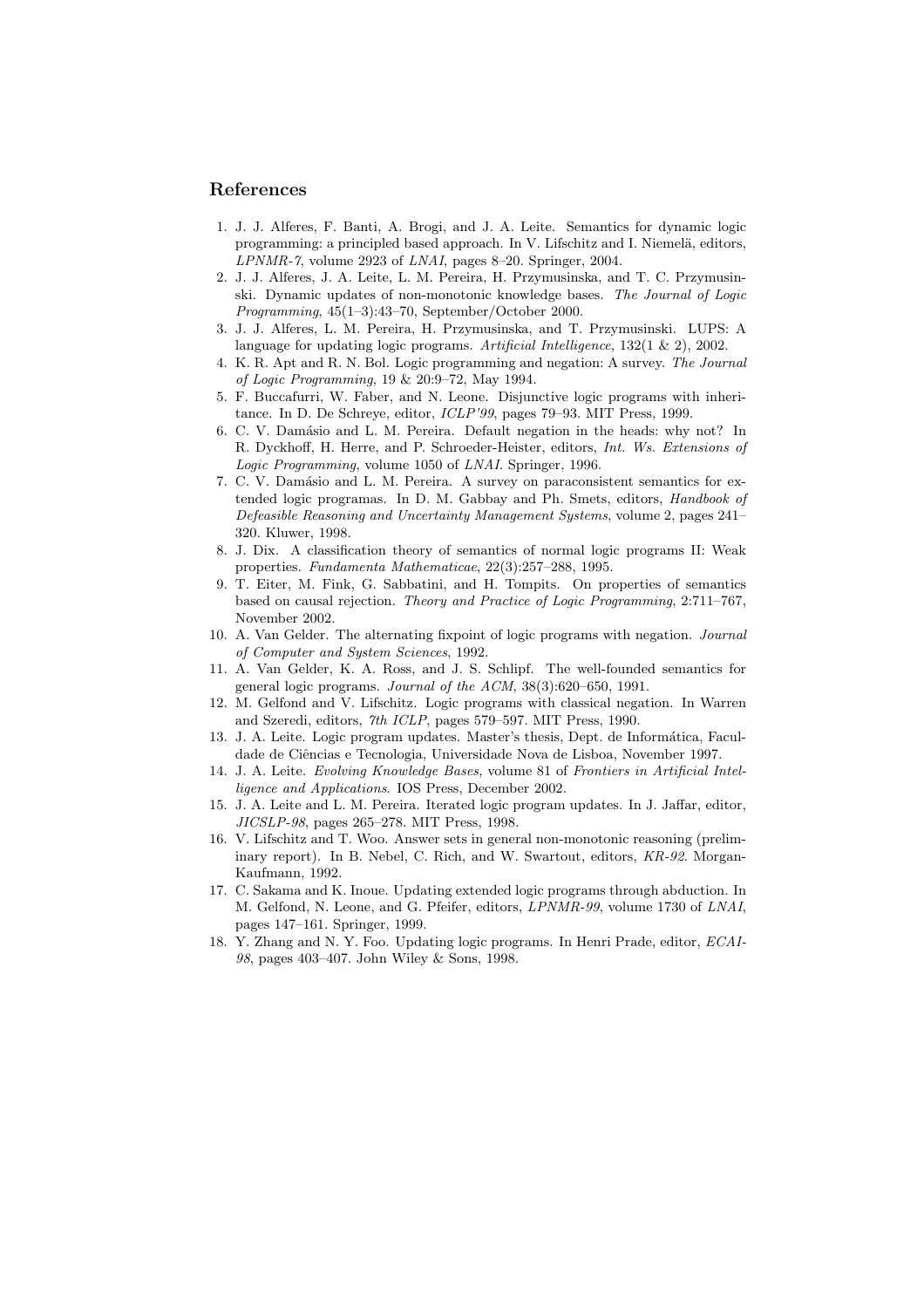## References

1. J. J. Alferes, F. Banti, A. Brogi, and J. A. Leite. Semantics for dynamic logic programming: a principled based approach. In V. Lifschitz and I. Niemelä, editors, *LPNMR-7*, volume 2923 of *LNAI*, pages 8–20. Springer, 2004.
2. J. J. Alferes, J. A. Leite, L. M. Pereira, H. Przymusinska, and T. C. Przymusinski. Dynamic updates of non-monotonic knowledge bases. *The Journal of Logic Programming*, 45(1–3):43–70, September/October 2000.
3. J. J. Alferes, L. M. Pereira, H. Przymusinska, and T. Przymusinski. LUPS: A language for updating logic programs. *Artificial Intelligence*, 132(1 & 2), 2002.
4. K. R. Apt and R. N. Bol. Logic programming and negation: A survey. *The Journal of Logic Programming*, 19 & 20:9–72, May 1994.
5. F. Buccafurri, W. Faber, and N. Leone. Disjunctive logic programs with inheritance. In D. De Schreye, editor, *ICLP'99*, pages 79–93. MIT Press, 1999.
6. C. V. Damásio and L. M. Pereira. Default negation in the heads: why not? In R. Dyckhoff, H. Herre, and P. Schroeder-Heister, editors, *Int. Ws. Extensions of Logic Programming*, volume 1050 of *LNAI*. Springer, 1996.
7. C. V. Damásio and L. M. Pereira. A survey on paraconsistent semantics for extended logic programas. In D. M. Gabbay and Ph. Smets, editors, *Handbook of Defeasible Reasoning and Uncertainty Management Systems*, volume 2, pages 241–320. Kluwer, 1998.
8. J. Dix. A classification theory of semantics of normal logic programs II: Weak properties. *Fundamenta Mathematicae*, 22(3):257–288, 1995.
9. T. Eiter, M. Fink, G. Sabbatini, and H. Tompits. On properties of semantics based on causal rejection. *Theory and Practice of Logic Programming*, 2:711–767, November 2002.
10. A. Van Gelder. The alternating fixpoint of logic programs with negation. *Journal of Computer and System Sciences*, 1992.
11. A. Van Gelder, K. A. Ross, and J. S. Schlipf. The well-founded semantics for general logic programs. *Journal of the ACM*, 38(3):620–650, 1991.
12. M. Gelfond and V. Lifschitz. Logic programs with classical negation. In Warren and Szeredi, editors, *7th ICLP*, pages 579–597. MIT Press, 1990.
13. J. A. Leite. Logic program updates. Master's thesis, Dept. de Informática, Faculdade de Ciências e Tecnologia, Universidade Nova de Lisboa, November 1997.
14. J. A. Leite. *Evolving Knowledge Bases*, volume 81 of *Frontiers in Artificial Intelligence and Applications*. IOS Press, December 2002.
15. J. A. Leite and L. M. Pereira. Iterated logic program updates. In J. Jaffar, editor, *JICSLP-98*, pages 265–278. MIT Press, 1998.
16. V. Lifschitz and T. Woo. Answer sets in general non-monotonic reasoning (preliminary report). In B. Nebel, C. Rich, and W. Swartout, editors, *KR-92*. Morgan-Kaufmann, 1992.
17. C. Sakama and K. Inoue. Updating extended logic programs through abduction. In M. Gelfond, N. Leone, and G. Pfeifer, editors, *LPNMR-99*, volume 1730 of *LNAI*, pages 147–161. Springer, 1999.
18. Y. Zhang and N. Y. Foo. Updating logic programs. In Henri Prade, editor, *ECAI-98*, pages 403–407. John Wiley & Sons, 1998.